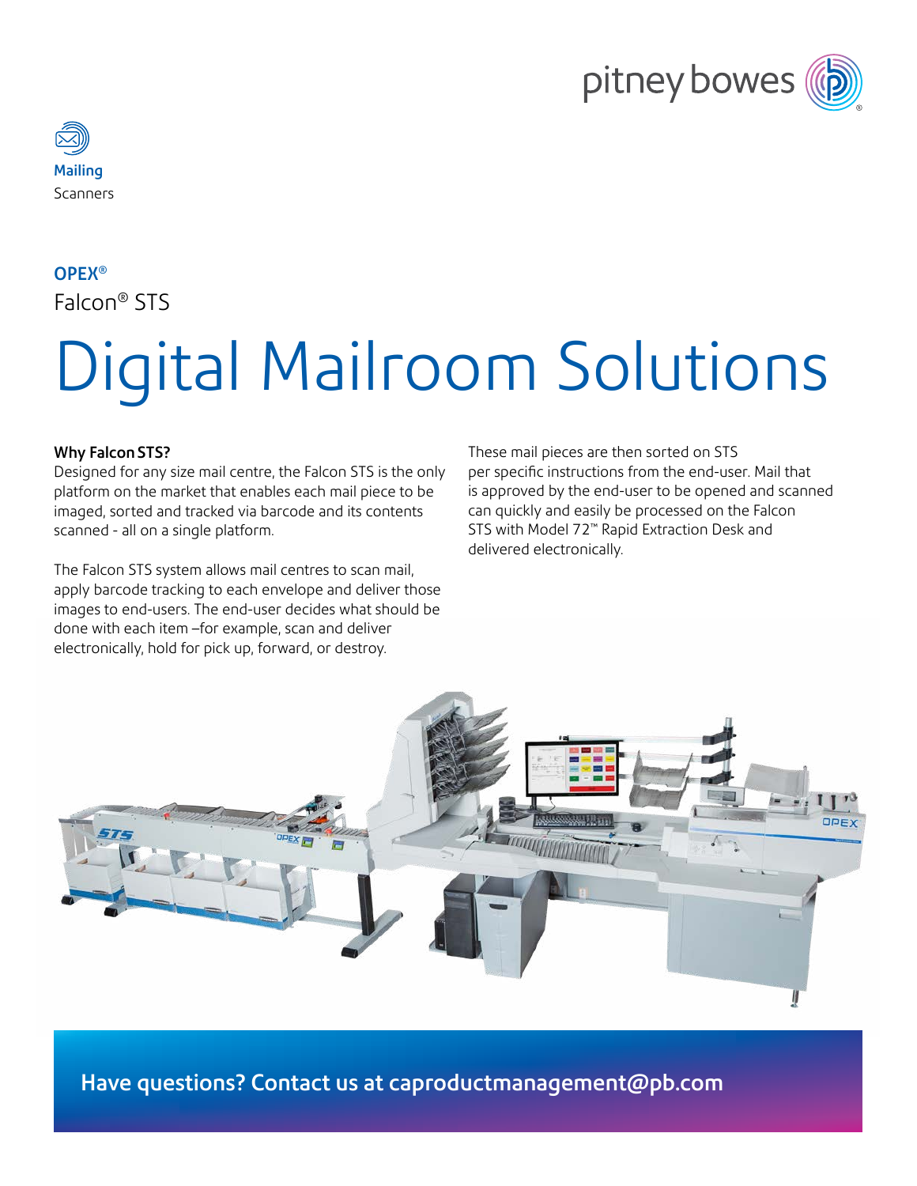**Mailing**
Scanners

**OPEX®**
Falcon® STS

# Digital Mailroom Solutions

**Why Falcon STS?**
Designed for any size mail centre, the Falcon STS is the only platform on the market that enables each mail piece to be imaged, sorted and tracked via barcode and its contents scanned - all on a single platform.

The Falcon STS system allows mail centres to scan mail, apply barcode tracking to each envelope and deliver those images to end-users. The end-user decides what should be done with each item –for example, scan and deliver electronically, hold for pick up, forward, or destroy.

These mail pieces are then sorted on STS per specific instructions from the end-user. Mail that is approved by the end-user to be opened and scanned can quickly and easily be processed on the Falcon STS with Model 72™ Rapid Extraction Desk and delivered electronically.

**Have questions? Contact us at caproductmanagement@pb.com**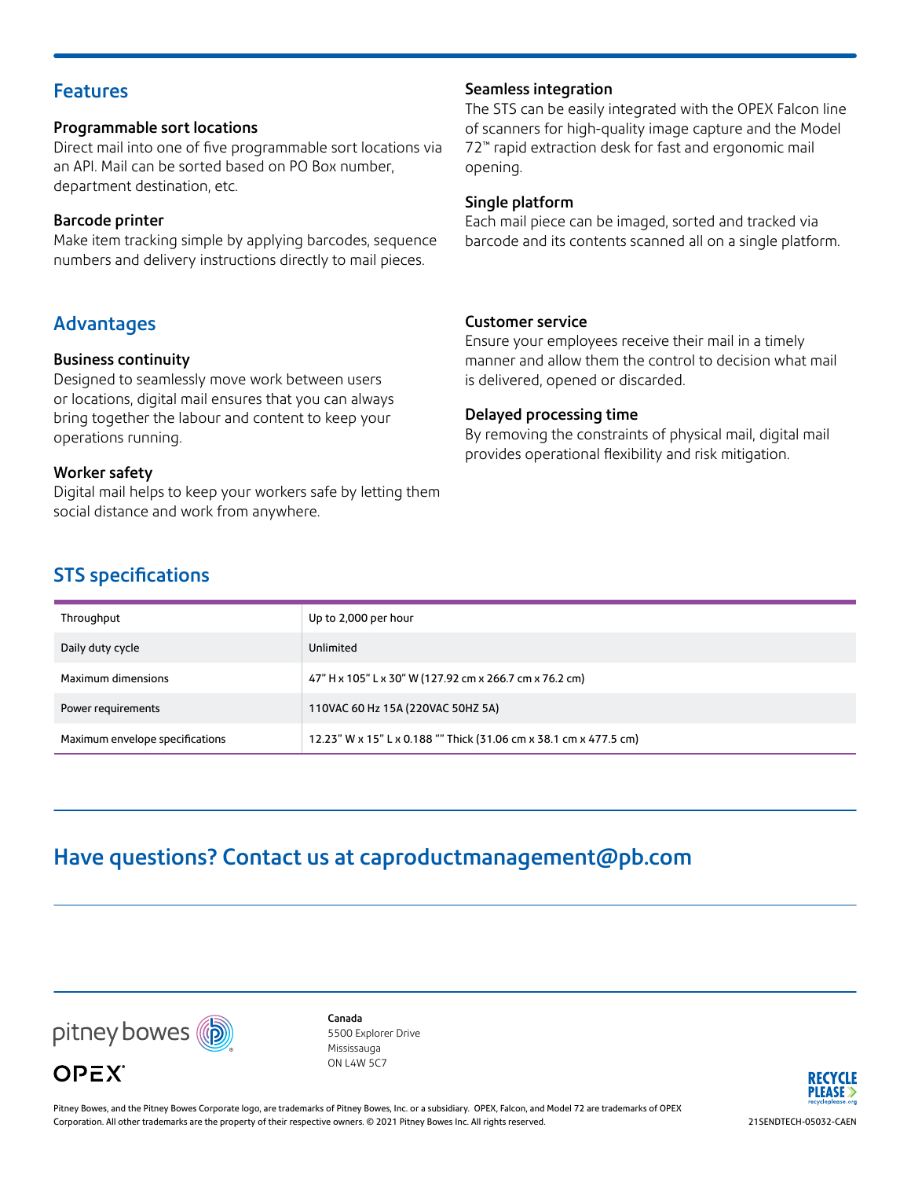## Features

### Programmable sort locations

Direct mail into one of five programmable sort locations via an API. Mail can be sorted based on PO Box number, department destination, etc.

### Barcode printer

Make item tracking simple by applying barcodes, sequence numbers and delivery instructions directly to mail pieces.

### Seamless integration

The STS can be easily integrated with the OPEX Falcon line of scanners for high-quality image capture and the Model 72™ rapid extraction desk for fast and ergonomic mail opening.

### Single platform

Each mail piece can be imaged, sorted and tracked via barcode and its contents scanned all on a single platform.

## Advantages

### Business continuity

Designed to seamlessly move work between users or locations, digital mail ensures that you can always bring together the labour and content to keep your operations running.

### Worker safety

Digital mail helps to keep your workers safe by letting them social distance and work from anywhere.

### Customer service

Ensure your employees receive their mail in a timely manner and allow them the control to decision what mail is delivered, opened or discarded.

### Delayed processing time

By removing the constraints of physical mail, digital mail provides operational flexibility and risk mitigation.

## STS specifications

| | |
|---|---|
| Throughput | Up to 2,000 per hour |
| Daily duty cycle | Unlimited |
| Maximum dimensions | 47" H x 105" L x 30" W (127.92 cm x 266.7 cm x 76.2 cm) |
| Power requirements | 110VAC 60 Hz 15A (220VAC 50HZ 5A) |
| Maximum envelope specifications | 12.23" W x 15" L x 0.188 "" Thick (31.06 cm x 38.1 cm x 477.5 cm) |

## Have questions? Contact us at caproductmanagement@pb.com

pitney bowes

OPEX

**Canada**
5500 Explorer Drive
Mississauga
ON L4W 5C7

RECYCLE PLEASE recycleplease.org

Pitney Bowes, and the Pitney Bowes Corporate logo, are trademarks of Pitney Bowes, Inc. or a subsidiary. OPEX, Falcon, and Model 72 are trademarks of OPEX Corporation. All other trademarks are the property of their respective owners. © 2021 Pitney Bowes Inc. All rights reserved.

21SENDTECH-05032-CAEN